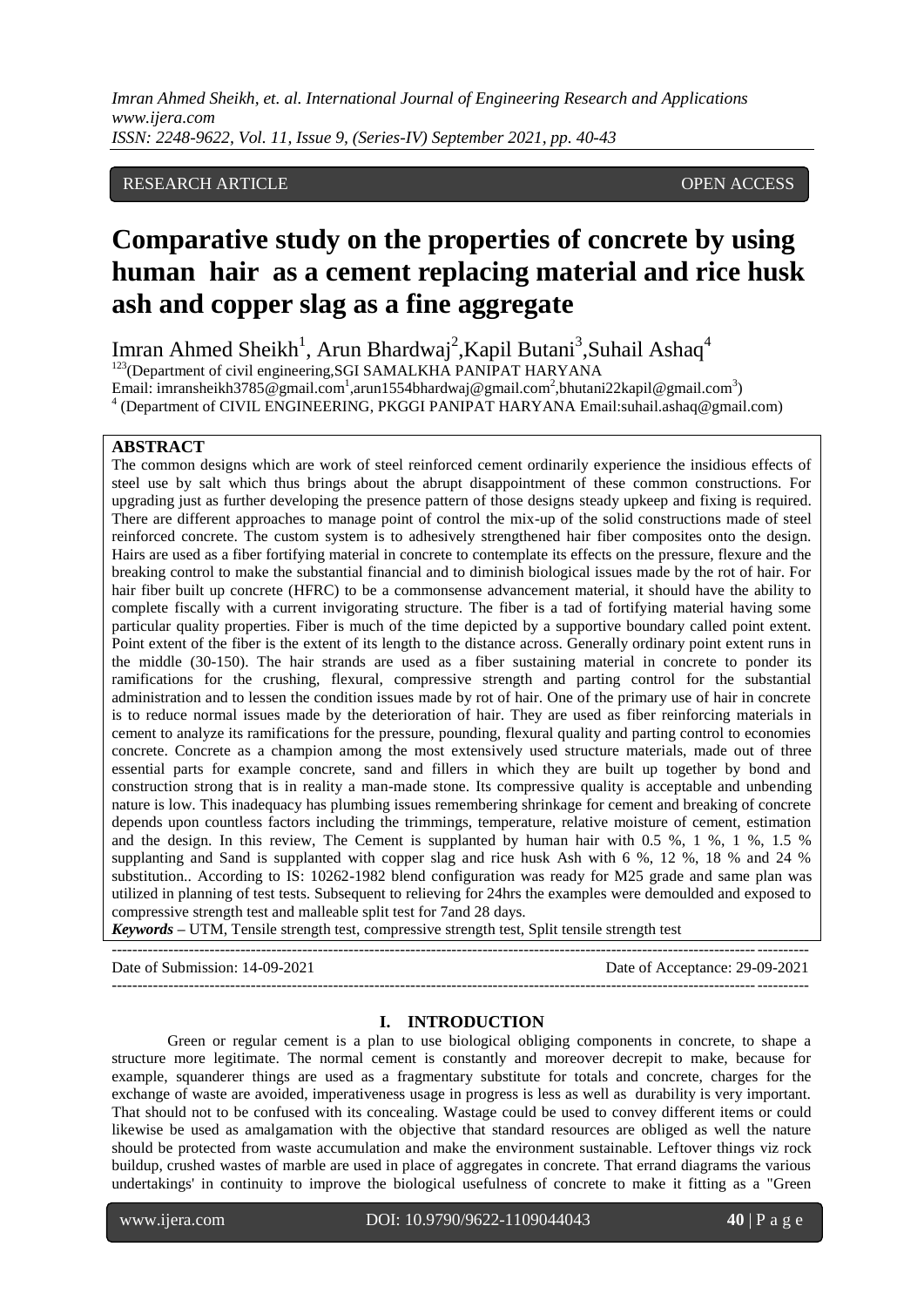RESEARCH ARTICLE OPEN ACCESS

# Comparative study on the properties of concrete by using human hair as a cement replacing material and rice husk ash and copper slag as a fine aggregate

Imran Ahmed Sheikh[1], Arun Bhardwaj[2],Kapil Butani[3],Suhail Ashaq[4]

[123](Department of civil engineering,SGI SAMALKHA PANIPAT HARYANA

Email: imransheikh3785@gmail.com[1],arun1554bhardwaj@gmail.com[2],bhutani22kapil@gmail.com[3])

[4] (Department of CIVIL ENGINEERING, PKGGI PANIPAT HARYANA Email:suhail.ashaq@gmail.com)

## ABSTRACT

The common designs which are work of steel reinforced cement ordinarily experience the insidious effects of steel use by salt which thus brings about the abrupt disappointment of these common constructions. For upgrading just as further developing the presence pattern of those designs steady upkeep and fixing is required. There are different approaches to manage point of control the mix-up of the solid constructions made of steel reinforced concrete. The custom system is to adhesively strengthened hair fiber composites onto the design. Hairs are used as a fiber fortifying material in concrete to contemplate its effects on the pressure, flexure and the breaking control to make the substantial financial and to diminish biological issues made by the rot of hair. For hair fiber built up concrete (HFRC) to be a commonsense advancement material, it should have the ability to complete fiscally with a current invigorating structure. The fiber is a tad of fortifying material having some particular quality properties. Fiber is much of the time depicted by a supportive boundary called point extent. Point extent of the fiber is the extent of its length to the distance across. Generally ordinary point extent runs in the middle (30-150). The hair strands are used as a fiber sustaining material in concrete to ponder its ramifications for the crushing, flexural, compressive strength and parting control for the substantial administration and to lessen the condition issues made by rot of hair. One of the primary use of hair in concrete is to reduce normal issues made by the deterioration of hair. They are used as fiber reinforcing materials in cement to analyze its ramifications for the pressure, pounding, flexural quality and parting control to economies concrete. Concrete as a champion among the most extensively used structure materials, made out of three essential parts for example concrete, sand and fillers in which they are built up together by bond and construction strong that is in reality a man-made stone. Its compressive quality is acceptable and unbending nature is low. This inadequacy has plumbing issues remembering shrinkage for cement and breaking of concrete depends upon countless factors including the trimmings, temperature, relative moisture of cement, estimation and the design. In this review, The Cement is supplanted by human hair with 0.5 %, 1 %, 1 %, 1.5 % supplanting and Sand is supplanted with copper slag and rice husk Ash with 6 %, 12 %, 18 % and 24 % substitution.. According to IS: 10262-1982 blend configuration was ready for M25 grade and same plan was utilized in planning of test tests. Subsequent to relieving for 24hrs the examples were demoulded and exposed to compressive strength test and malleable split test for 7and 28 days.

***Keywords*** **–** UTM, Tensile strength test, compressive strength test, Split tensile strength test

Date of Submission: 14-09-2021 Date of Acceptance: 29-09-2021

## I. INTRODUCTION

Green or regular cement is a plan to use biological obliging components in concrete, to shape a structure more legitimate. The normal cement is constantly and moreover decrepit to make, because for example, squanderer things are used as a fragmentary substitute for totals and concrete, charges for the exchange of waste are avoided, imperativeness usage in progress is less as well as durability is very important. That should not to be confused with its concealing. Wastage could be used to convey different items or could likewise be used as amalgamation with the objective that standard resources are obliged as well the nature should be protected from waste accumulation and make the environment sustainable. Leftover things viz rock buildup, crushed wastes of marble are used in place of aggregates in concrete. That errand diagrams the various undertakings' in continuity to improve the biological usefulness of concrete to make it fitting as a "Green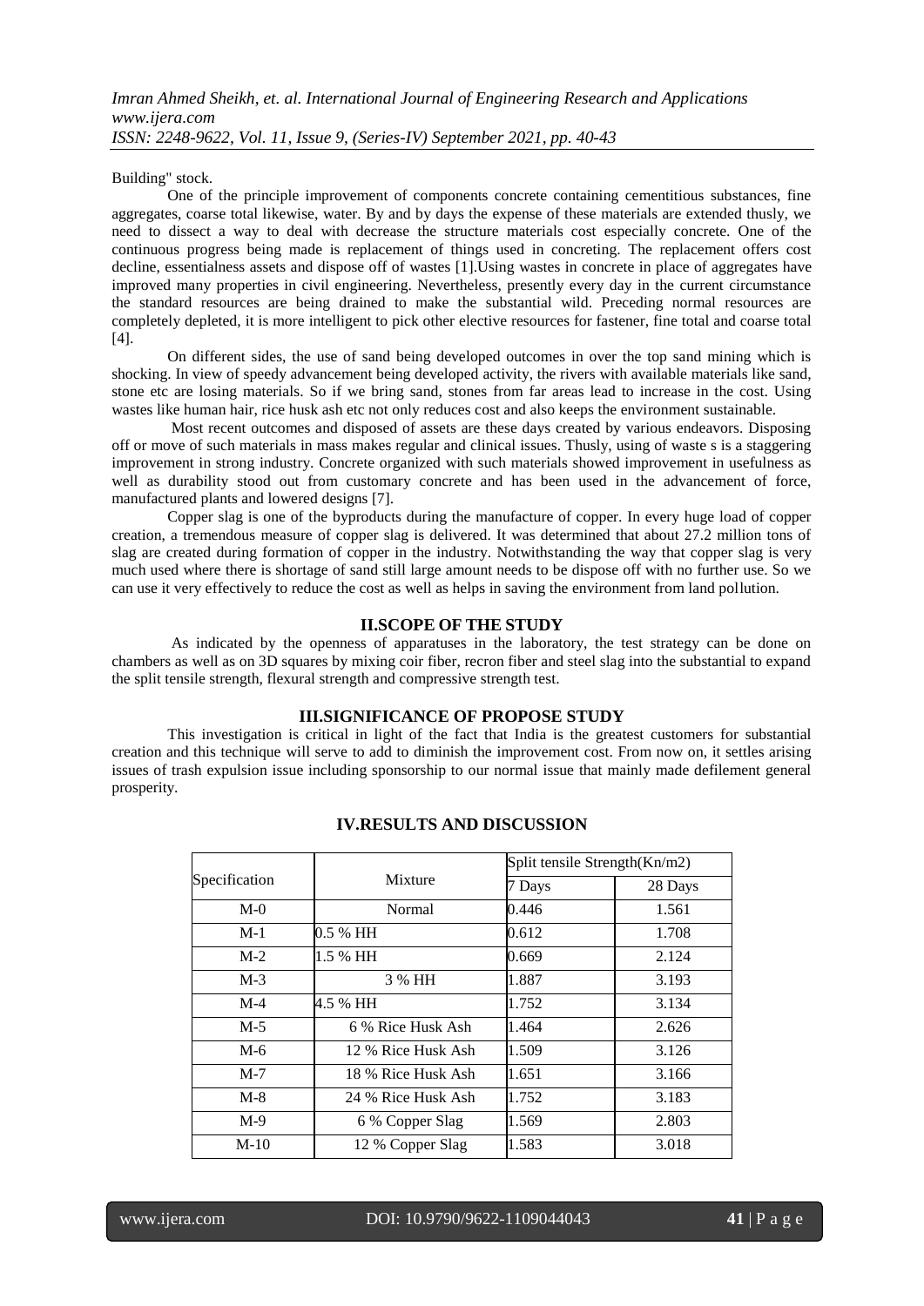Building" stock.

One of the principle improvement of components concrete containing cementitious substances, fine aggregates, coarse total likewise, water. By and by days the expense of these materials are extended thusly, we need to dissect a way to deal with decrease the structure materials cost especially concrete. One of the continuous progress being made is replacement of things used in concreting. The replacement offers cost decline, essentialness assets and dispose off of wastes [1].Using wastes in concrete in place of aggregates have improved many properties in civil engineering. Nevertheless, presently every day in the current circumstance the standard resources are being drained to make the substantial wild. Preceding normal resources are completely depleted, it is more intelligent to pick other elective resources for fastener, fine total and coarse total [4].

On different sides, the use of sand being developed outcomes in over the top sand mining which is shocking. In view of speedy advancement being developed activity, the rivers with available materials like sand, stone etc are losing materials. So if we bring sand, stones from far areas lead to increase in the cost. Using wastes like human hair, rice husk ash etc not only reduces cost and also keeps the environment sustainable.

Most recent outcomes and disposed of assets are these days created by various endeavors. Disposing off or move of such materials in mass makes regular and clinical issues. Thusly, using of waste s is a staggering improvement in strong industry. Concrete organized with such materials showed improvement in usefulness as well as durability stood out from customary concrete and has been used in the advancement of force, manufactured plants and lowered designs [7].

Copper slag is one of the byproducts during the manufacture of copper. In every huge load of copper creation, a tremendous measure of copper slag is delivered. It was determined that about 27.2 million tons of slag are created during formation of copper in the industry. Notwithstanding the way that copper slag is very much used where there is shortage of sand still large amount needs to be dispose off with no further use. So we can use it very effectively to reduce the cost as well as helps in saving the environment from land pollution.

## II.SCOPE OF THE STUDY

As indicated by the openness of apparatuses in the laboratory, the test strategy can be done on chambers as well as on 3D squares by mixing coir fiber, recron fiber and steel slag into the substantial to expand the split tensile strength, flexural strength and compressive strength test.

## III.SIGNIFICANCE OF PROPOSE STUDY

This investigation is critical in light of the fact that India is the greatest customers for substantial creation and this technique will serve to add to diminish the improvement cost. From now on, it settles arising issues of trash expulsion issue including sponsorship to our normal issue that mainly made defilement general prosperity.

## IV.RESULTS AND DISCUSSION

| Specification | Mixture | Split tensile Strength(Kn/m2) | |
|---|---|---|---|
| | | 7 Days | 28 Days |
| M-0 | Normal | 0.446 | 1.561 |
| M-1 | 0.5 % HH | 0.612 | 1.708 |
| M-2 | 1.5 % HH | 0.669 | 2.124 |
| M-3 | 3 % HH | 1.887 | 3.193 |
| M-4 | 4.5 % HH | 1.752 | 3.134 |
| M-5 | 6 % Rice Husk Ash | 1.464 | 2.626 |
| M-6 | 12 % Rice Husk Ash | 1.509 | 3.126 |
| M-7 | 18 % Rice Husk Ash | 1.651 | 3.166 |
| M-8 | 24 % Rice Husk Ash | 1.752 | 3.183 |
| M-9 | 6 % Copper Slag | 1.569 | 2.803 |
| M-10 | 12 % Copper Slag | 1.583 | 3.018 |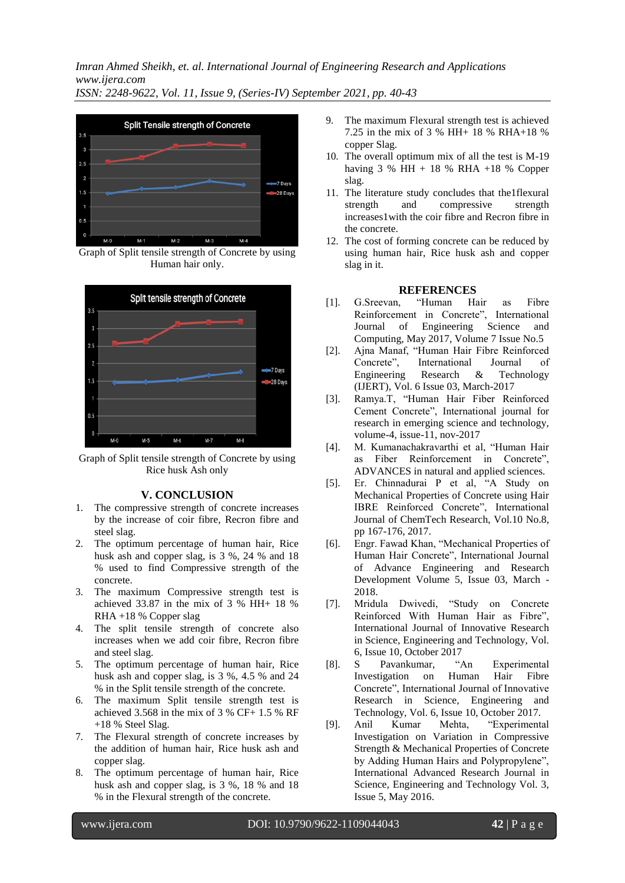Graph of Split tensile strength of Concrete by using Human hair only.

Graph of Split tensile strength of Concrete by using Rice husk Ash only

## V. CONCLUSION

1. The compressive strength of concrete increases by the increase of coir fibre, Recron fibre and steel slag.
2. The optimum percentage of human hair, Rice husk ash and copper slag, is 3 %, 24 % and 18 % used to find Compressive strength of the concrete.
3. The maximum Compressive strength test is achieved 33.87 in the mix of 3 % HH+ 18 % RHA +18 % Copper slag
4. The split tensile strength of concrete also increases when we add coir fibre, Recron fibre and steel slag.
5. The optimum percentage of human hair, Rice husk ash and copper slag, is 3 %, 4.5 % and 24 % in the Split tensile strength of the concrete.
6. The maximum Split tensile strength test is achieved 3.568 in the mix of 3 % CF+ 1.5 % RF +18 % Steel Slag.
7. The Flexural strength of concrete increases by the addition of human hair, Rice husk ash and copper slag.
8. The optimum percentage of human hair, Rice husk ash and copper slag, is 3 %, 18 % and 18 % in the Flexural strength of the concrete.
9. The maximum Flexural strength test is achieved 7.25 in the mix of 3 % HH+ 18 % RHA+18 % copper Slag.
10. The overall optimum mix of all the test is M-19 having 3 % HH + 18 % RHA +18 % Copper slag.
11. The literature study concludes that the1flexural strength and compressive strength increases1with the coir fibre and Recron fibre in the concrete.
12. The cost of forming concrete can be reduced by using human hair, Rice husk ash and copper slag in it.

## REFERENCES

[1]. G.Sreevan, "Human Hair as Fibre Reinforcement in Concrete", International Journal of Engineering Science and Computing, May 2017, Volume 7 Issue No.5

[2]. Ajna Manaf, "Human Hair Fibre Reinforced Concrete", International Journal of Engineering Research & Technology (IJERT), Vol. 6 Issue 03, March-2017

[3]. Ramya.T, "Human Hair Fiber Reinforced Cement Concrete", International journal for research in emerging science and technology, volume-4, issue-11, nov-2017

[4]. M. Kumanachakravarthi et al, "Human Hair as Fiber Reinforcement in Concrete", ADVANCES in natural and applied sciences.

[5]. Er. Chinnadurai P et al, "A Study on Mechanical Properties of Concrete using Hair IBRE Reinforced Concrete", International Journal of ChemTech Research, Vol.10 No.8, pp 167-176, 2017.

[6]. Engr. Fawad Khan, "Mechanical Properties of Human Hair Concrete", International Journal of Advance Engineering and Research Development Volume 5, Issue 03, March -2018.

[7]. Mridula Dwivedi, "Study on Concrete Reinforced With Human Hair as Fibre", International Journal of Innovative Research in Science, Engineering and Technology, Vol. 6, Issue 10, October 2017

[8]. S Pavankumar, "An Experimental Investigation on Human Hair Fibre Concrete", International Journal of Innovative Research in Science, Engineering and Technology, Vol. 6, Issue 10, October 2017.

[9]. Anil Kumar Mehta, "Experimental Investigation on Variation in Compressive Strength & Mechanical Properties of Concrete by Adding Human Hairs and Polypropylene", International Advanced Research Journal in Science, Engineering and Technology Vol. 3, Issue 5, May 2016.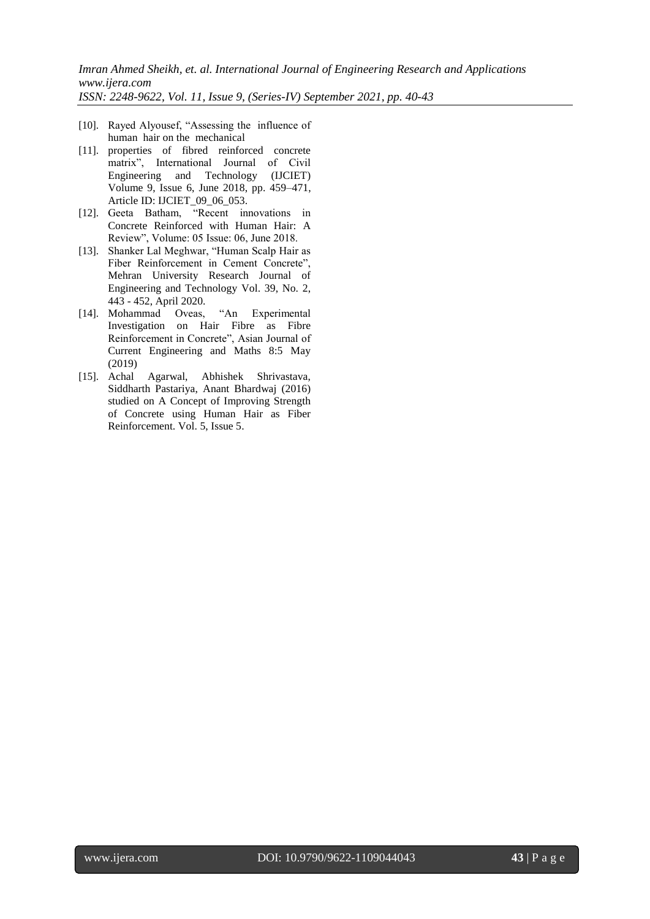[10]. Rayed Alyousef, "Assessing the influence of human hair on the mechanical

[11]. properties of fibred reinforced concrete matrix", International Journal of Civil Engineering and Technology (IJCIET) Volume 9, Issue 6, June 2018, pp. 459–471, Article ID: IJCIET_09_06_053.

[12]. Geeta Batham, "Recent innovations in Concrete Reinforced with Human Hair: A Review", Volume: 05 Issue: 06, June 2018.

[13]. Shanker Lal Meghwar, "Human Scalp Hair as Fiber Reinforcement in Cement Concrete", Mehran University Research Journal of Engineering and Technology Vol. 39, No. 2, 443 - 452, April 2020.

[14]. Mohammad Oveas, "An Experimental Investigation on Hair Fibre as Fibre Reinforcement in Concrete", Asian Journal of Current Engineering and Maths 8:5 May (2019)

[15]. Achal Agarwal, Abhishek Shrivastava, Siddharth Pastariya, Anant Bhardwaj (2016) studied on A Concept of Improving Strength of Concrete using Human Hair as Fiber Reinforcement. Vol. 5, Issue 5.